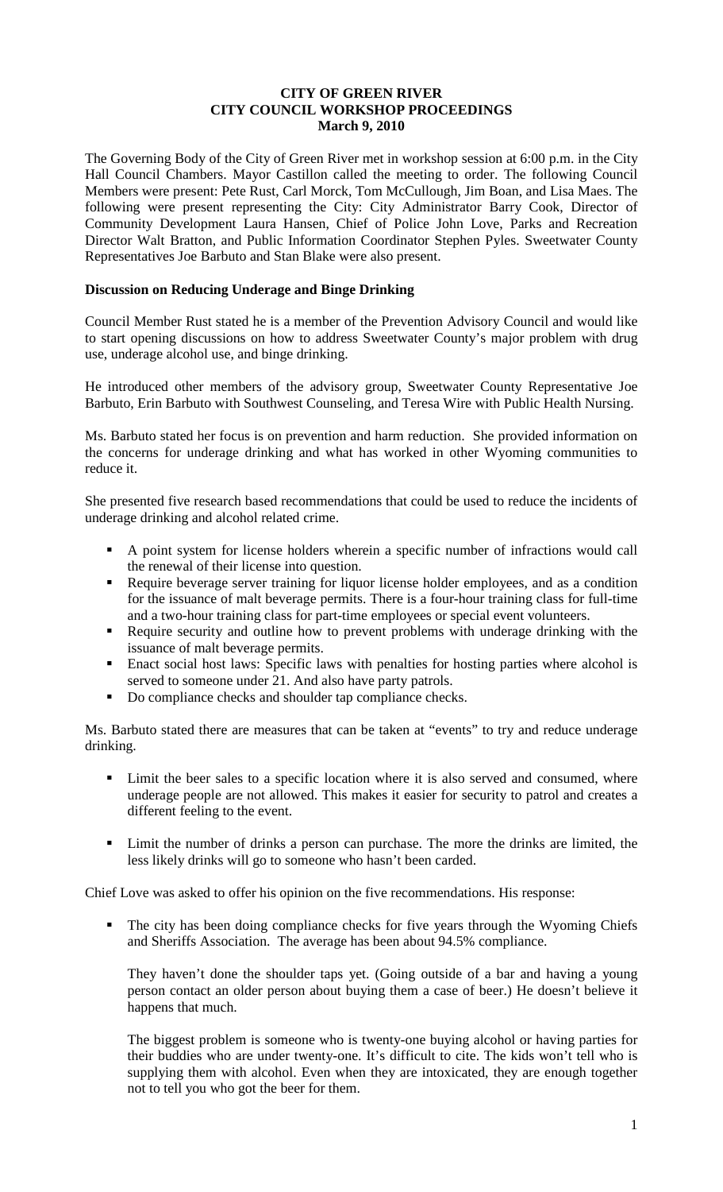**CITY OF GREEN RIVER**
**CITY COUNCIL WORKSHOP PROCEEDINGS**
**March 9, 2010**

The Governing Body of the City of Green River met in workshop session at 6:00 p.m. in the City Hall Council Chambers. Mayor Castillon called the meeting to order. The following Council Members were present: Pete Rust, Carl Morck, Tom McCullough, Jim Boan, and Lisa Maes. The following were present representing the City: City Administrator Barry Cook, Director of Community Development Laura Hansen, Chief of Police John Love, Parks and Recreation Director Walt Bratton, and Public Information Coordinator Stephen Pyles. Sweetwater County Representatives Joe Barbuto and Stan Blake were also present.

**Discussion on Reducing Underage and Binge Drinking**

Council Member Rust stated he is a member of the Prevention Advisory Council and would like to start opening discussions on how to address Sweetwater County's major problem with drug use, underage alcohol use, and binge drinking.

He introduced other members of the advisory group, Sweetwater County Representative Joe Barbuto, Erin Barbuto with Southwest Counseling, and Teresa Wire with Public Health Nursing.

Ms. Barbuto stated her focus is on prevention and harm reduction. She provided information on the concerns for underage drinking and what has worked in other Wyoming communities to reduce it.

She presented five research based recommendations that could be used to reduce the incidents of underage drinking and alcohol related crime.

- A point system for license holders wherein a specific number of infractions would call the renewal of their license into question.
- Require beverage server training for liquor license holder employees, and as a condition for the issuance of malt beverage permits. There is a four-hour training class for full-time and a two-hour training class for part-time employees or special event volunteers.
- Require security and outline how to prevent problems with underage drinking with the issuance of malt beverage permits.
- Enact social host laws: Specific laws with penalties for hosting parties where alcohol is served to someone under 21. And also have party patrols.
- Do compliance checks and shoulder tap compliance checks.

Ms. Barbuto stated there are measures that can be taken at "events" to try and reduce underage drinking.

- Limit the beer sales to a specific location where it is also served and consumed, where underage people are not allowed. This makes it easier for security to patrol and creates a different feeling to the event.
- Limit the number of drinks a person can purchase. The more the drinks are limited, the less likely drinks will go to someone who hasn't been carded.

Chief Love was asked to offer his opinion on the five recommendations. His response:

- The city has been doing compliance checks for five years through the Wyoming Chiefs and Sheriffs Association. The average has been about 94.5% compliance.

  They haven't done the shoulder taps yet. (Going outside of a bar and having a young person contact an older person about buying them a case of beer.) He doesn't believe it happens that much.

  The biggest problem is someone who is twenty-one buying alcohol or having parties for their buddies who are under twenty-one. It's difficult to cite. The kids won't tell who is supplying them with alcohol. Even when they are intoxicated, they are enough together not to tell you who got the beer for them.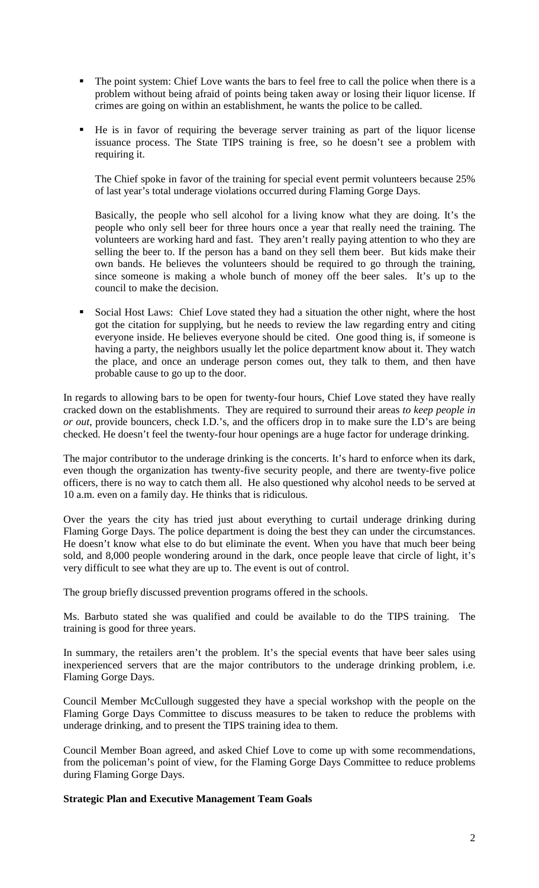- The point system: Chief Love wants the bars to feel free to call the police when there is a problem without being afraid of points being taken away or losing their liquor license. If crimes are going on within an establishment, he wants the police to be called.

- He is in favor of requiring the beverage server training as part of the liquor license issuance process. The State TIPS training is free, so he doesn't see a problem with requiring it.

  The Chief spoke in favor of the training for special event permit volunteers because 25% of last year's total underage violations occurred during Flaming Gorge Days.

  Basically, the people who sell alcohol for a living know what they are doing. It's the people who only sell beer for three hours once a year that really need the training. The volunteers are working hard and fast. They aren't really paying attention to who they are selling the beer to. If the person has a band on they sell them beer. But kids make their own bands. He believes the volunteers should be required to go through the training, since someone is making a whole bunch of money off the beer sales. It's up to the council to make the decision.

- Social Host Laws: Chief Love stated they had a situation the other night, where the host got the citation for supplying, but he needs to review the law regarding entry and citing everyone inside. He believes everyone should be cited. One good thing is, if someone is having a party, the neighbors usually let the police department know about it. They watch the place, and once an underage person comes out, they talk to them, and then have probable cause to go up to the door.

In regards to allowing bars to be open for twenty-four hours, Chief Love stated they have really cracked down on the establishments. They are required to surround their areas *to keep people in or out*, provide bouncers, check I.D.'s, and the officers drop in to make sure the I.D's are being checked. He doesn't feel the twenty-four hour openings are a huge factor for underage drinking.

The major contributor to the underage drinking is the concerts. It's hard to enforce when its dark, even though the organization has twenty-five security people, and there are twenty-five police officers, there is no way to catch them all. He also questioned why alcohol needs to be served at 10 a.m. even on a family day. He thinks that is ridiculous.

Over the years the city has tried just about everything to curtail underage drinking during Flaming Gorge Days. The police department is doing the best they can under the circumstances. He doesn't know what else to do but eliminate the event. When you have that much beer being sold, and 8,000 people wondering around in the dark, once people leave that circle of light, it's very difficult to see what they are up to. The event is out of control.

The group briefly discussed prevention programs offered in the schools.

Ms. Barbuto stated she was qualified and could be available to do the TIPS training. The training is good for three years.

In summary, the retailers aren't the problem. It's the special events that have beer sales using inexperienced servers that are the major contributors to the underage drinking problem, i.e. Flaming Gorge Days.

Council Member McCullough suggested they have a special workshop with the people on the Flaming Gorge Days Committee to discuss measures to be taken to reduce the problems with underage drinking, and to present the TIPS training idea to them.

Council Member Boan agreed, and asked Chief Love to come up with some recommendations, from the policeman's point of view, for the Flaming Gorge Days Committee to reduce problems during Flaming Gorge Days.

**Strategic Plan and Executive Management Team Goals**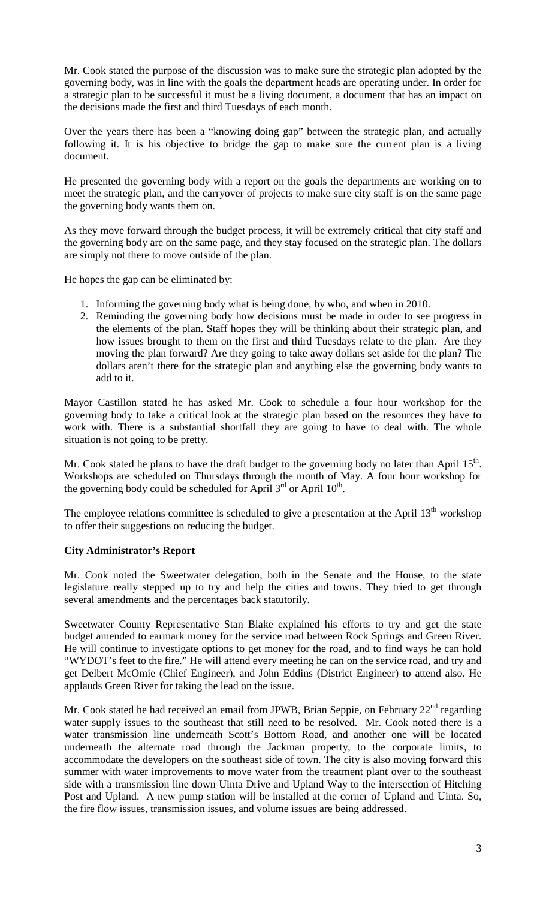Mr. Cook stated the purpose of the discussion was to make sure the strategic plan adopted by the governing body, was in line with the goals the department heads are operating under. In order for a strategic plan to be successful it must be a living document, a document that has an impact on the decisions made the first and third Tuesdays of each month.

Over the years there has been a "knowing doing gap" between the strategic plan, and actually following it. It is his objective to bridge the gap to make sure the current plan is a living document.

He presented the governing body with a report on the goals the departments are working on to meet the strategic plan, and the carryover of projects to make sure city staff is on the same page the governing body wants them on.

As they move forward through the budget process, it will be extremely critical that city staff and the governing body are on the same page, and they stay focused on the strategic plan. The dollars are simply not there to move outside of the plan.

He hopes the gap can be eliminated by:

1. Informing the governing body what is being done, by who, and when in 2010.
2. Reminding the governing body how decisions must be made in order to see progress in the elements of the plan. Staff hopes they will be thinking about their strategic plan, and how issues brought to them on the first and third Tuesdays relate to the plan. Are they moving the plan forward? Are they going to take away dollars set aside for the plan? The dollars aren't there for the strategic plan and anything else the governing body wants to add to it.

Mayor Castillon stated he has asked Mr. Cook to schedule a four hour workshop for the governing body to take a critical look at the strategic plan based on the resources they have to work with. There is a substantial shortfall they are going to have to deal with. The whole situation is not going to be pretty.

Mr. Cook stated he plans to have the draft budget to the governing body no later than April 15th. Workshops are scheduled on Thursdays through the month of May. A four hour workshop for the governing body could be scheduled for April 3rd or April 10th.

The employee relations committee is scheduled to give a presentation at the April 13th workshop to offer their suggestions on reducing the budget.

**City Administrator's Report**

Mr. Cook noted the Sweetwater delegation, both in the Senate and the House, to the state legislature really stepped up to try and help the cities and towns. They tried to get through several amendments and the percentages back statutorily.

Sweetwater County Representative Stan Blake explained his efforts to try and get the state budget amended to earmark money for the service road between Rock Springs and Green River. He will continue to investigate options to get money for the road, and to find ways he can hold "WYDOT's feet to the fire." He will attend every meeting he can on the service road, and try and get Delbert McOmie (Chief Engineer), and John Eddins (District Engineer) to attend also. He applauds Green River for taking the lead on the issue.

Mr. Cook stated he had received an email from JPWB, Brian Seppie, on February 22nd regarding water supply issues to the southeast that still need to be resolved. Mr. Cook noted there is a water transmission line underneath Scott's Bottom Road, and another one will be located underneath the alternate road through the Jackman property, to the corporate limits, to accommodate the developers on the southeast side of town. The city is also moving forward this summer with water improvements to move water from the treatment plant over to the southeast side with a transmission line down Uinta Drive and Upland Way to the intersection of Hitching Post and Upland. A new pump station will be installed at the corner of Upland and Uinta. So, the fire flow issues, transmission issues, and volume issues are being addressed.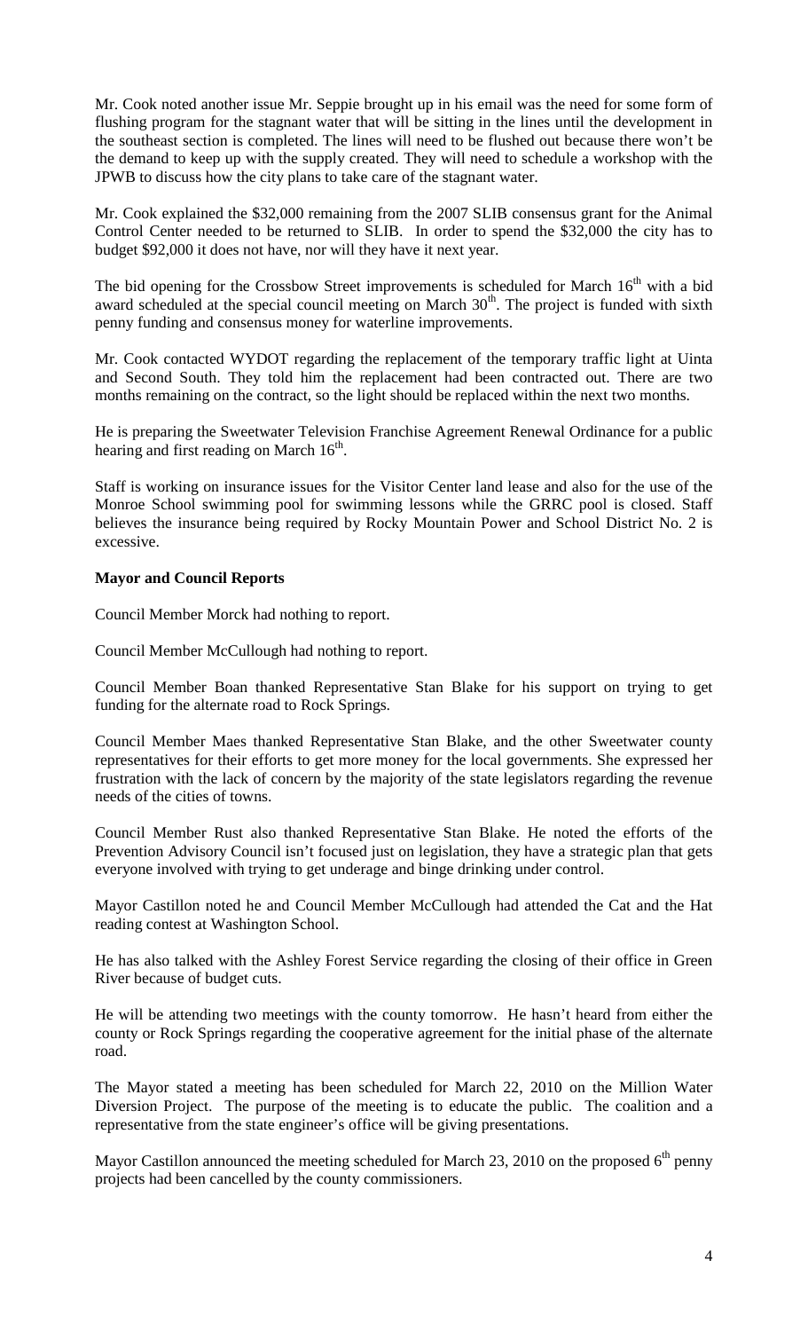Mr. Cook noted another issue Mr. Seppie brought up in his email was the need for some form of flushing program for the stagnant water that will be sitting in the lines until the development in the southeast section is completed. The lines will need to be flushed out because there won't be the demand to keep up with the supply created. They will need to schedule a workshop with the JPWB to discuss how the city plans to take care of the stagnant water.

Mr. Cook explained the $32,000 remaining from the 2007 SLIB consensus grant for the Animal Control Center needed to be returned to SLIB. In order to spend the $32,000 the city has to budget $92,000 it does not have, nor will they have it next year.

The bid opening for the Crossbow Street improvements is scheduled for March 16th with a bid award scheduled at the special council meeting on March 30th. The project is funded with sixth penny funding and consensus money for waterline improvements.

Mr. Cook contacted WYDOT regarding the replacement of the temporary traffic light at Uinta and Second South. They told him the replacement had been contracted out. There are two months remaining on the contract, so the light should be replaced within the next two months.

He is preparing the Sweetwater Television Franchise Agreement Renewal Ordinance for a public hearing and first reading on March 16th.

Staff is working on insurance issues for the Visitor Center land lease and also for the use of the Monroe School swimming pool for swimming lessons while the GRRC pool is closed. Staff believes the insurance being required by Rocky Mountain Power and School District No. 2 is excessive.

**Mayor and Council Reports**

Council Member Morck had nothing to report.

Council Member McCullough had nothing to report.

Council Member Boan thanked Representative Stan Blake for his support on trying to get funding for the alternate road to Rock Springs.

Council Member Maes thanked Representative Stan Blake, and the other Sweetwater county representatives for their efforts to get more money for the local governments. She expressed her frustration with the lack of concern by the majority of the state legislators regarding the revenue needs of the cities of towns.

Council Member Rust also thanked Representative Stan Blake. He noted the efforts of the Prevention Advisory Council isn't focused just on legislation, they have a strategic plan that gets everyone involved with trying to get underage and binge drinking under control.

Mayor Castillon noted he and Council Member McCullough had attended the Cat and the Hat reading contest at Washington School.

He has also talked with the Ashley Forest Service regarding the closing of their office in Green River because of budget cuts.

He will be attending two meetings with the county tomorrow. He hasn't heard from either the county or Rock Springs regarding the cooperative agreement for the initial phase of the alternate road.

The Mayor stated a meeting has been scheduled for March 22, 2010 on the Million Water Diversion Project. The purpose of the meeting is to educate the public. The coalition and a representative from the state engineer's office will be giving presentations.

Mayor Castillon announced the meeting scheduled for March 23, 2010 on the proposed 6th penny projects had been cancelled by the county commissioners.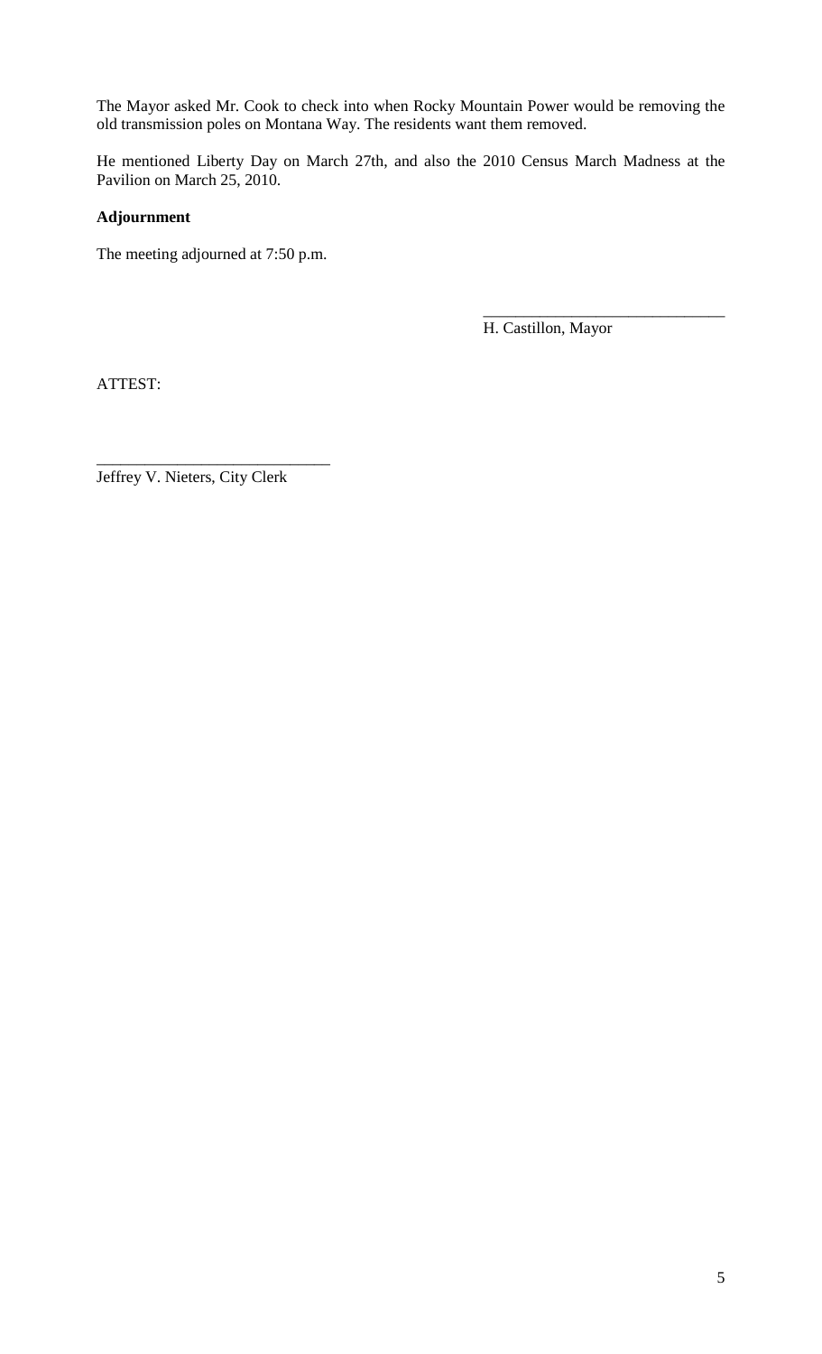The Mayor asked Mr. Cook to check into when Rocky Mountain Power would be removing the old transmission poles on Montana Way. The residents want them removed.

He mentioned Liberty Day on March 27th, and also the 2010 Census March Madness at the Pavilion on March 25, 2010.

**Adjournment**

The meeting adjourned at 7:50 p.m.

______________________________
H. Castillon, Mayor

ATTEST:

_____________________________
Jeffrey V. Nieters, City Clerk